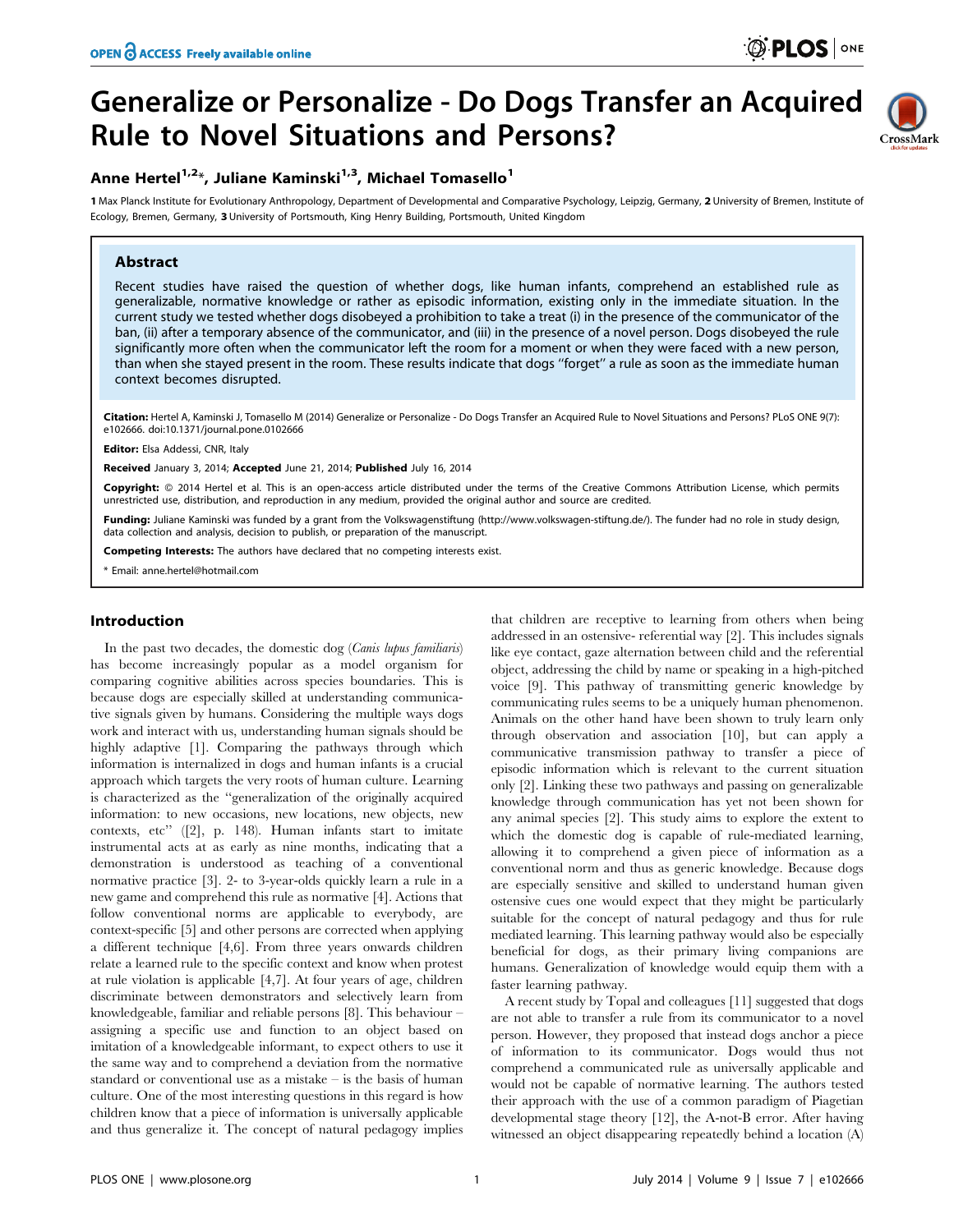# Generalize or Personalize - Do Dogs Transfer an Acquired Rule to Novel Situations and Persons?

**Anne Hertel[1,2]*, Juliane Kaminski[1,3], Michael Tomasello[1]**

1 Max Planck Institute for Evolutionary Anthropology, Department of Developmental and Comparative Psychology, Leipzig, Germany, 2 University of Bremen, Institute of Ecology, Bremen, Germany, 3 University of Portsmouth, King Henry Building, Portsmouth, United Kingdom

## Abstract

Recent studies have raised the question of whether dogs, like human infants, comprehend an established rule as generalizable, normative knowledge or rather as episodic information, existing only in the immediate situation. In the current study we tested whether dogs disobeyed a prohibition to take a treat (i) in the presence of the communicator of the ban, (ii) after a temporary absence of the communicator, and (iii) in the presence of a novel person. Dogs disobeyed the rule significantly more often when the communicator left the room for a moment or when they were faced with a new person, than when she stayed present in the room. These results indicate that dogs "forget" a rule as soon as the immediate human context becomes disrupted.

**Citation:** Hertel A, Kaminski J, Tomasello M (2014) Generalize or Personalize - Do Dogs Transfer an Acquired Rule to Novel Situations and Persons? PLoS ONE 9(7): e102666. doi:10.1371/journal.pone.0102666

**Editor:** Elsa Addessi, CNR, Italy

**Received** January 3, 2014; **Accepted** June 21, 2014; **Published** July 16, 2014

**Copyright:** © 2014 Hertel et al. This is an open-access article distributed under the terms of the Creative Commons Attribution License, which permits unrestricted use, distribution, and reproduction in any medium, provided the original author and source are credited.

**Funding:** Juliane Kaminski was funded by a grant from the Volkswagenstiftung (http://www.volkswagen-stiftung.de/). The funder had no role in study design, data collection and analysis, decision to publish, or preparation of the manuscript.

**Competing Interests:** The authors have declared that no competing interests exist.

\* Email: anne.hertel@hotmail.com

## Introduction

In the past two decades, the domestic dog (*Canis lupus familiaris*) has become increasingly popular as a model organism for comparing cognitive abilities across species boundaries. This is because dogs are especially skilled at understanding communicative signals given by humans. Considering the multiple ways dogs work and interact with us, understanding human signals should be highly adaptive [1]. Comparing the pathways through which information is internalized in dogs and human infants is a crucial approach which targets the very roots of human culture. Learning is characterized as the "generalization of the originally acquired information: to new occasions, new locations, new objects, new contexts, etc" ([2], p. 148). Human infants start to imitate instrumental acts at as early as nine months, indicating that a demonstration is understood as teaching of a conventional normative practice [3]. 2- to 3-year-olds quickly learn a rule in a new game and comprehend this rule as normative [4]. Actions that follow conventional norms are applicable to everybody, are context-specific [5] and other persons are corrected when applying a different technique [4,6]. From three years onwards children relate a learned rule to the specific context and know when protest at rule violation is applicable [4,7]. At four years of age, children discriminate between demonstrators and selectively learn from knowledgeable, familiar and reliable persons [8]. This behaviour – assigning a specific use and function to an object based on imitation of a knowledgeable informant, to expect others to use it the same way and to comprehend a deviation from the normative standard or conventional use as a mistake – is the basis of human culture. One of the most interesting questions in this regard is how children know that a piece of information is universally applicable and thus generalize it. The concept of natural pedagogy implies that children are receptive to learning from others when being addressed in an ostensive- referential way [2]. This includes signals like eye contact, gaze alternation between child and the referential object, addressing the child by name or speaking in a high-pitched voice [9]. This pathway of transmitting generic knowledge by communicating rules seems to be a uniquely human phenomenon. Animals on the other hand have been shown to truly learn only through observation and association [10], but can apply a communicative transmission pathway to transfer a piece of episodic information which is relevant to the current situation only [2]. Linking these two pathways and passing on generalizable knowledge through communication has yet not been shown for any animal species [2]. This study aims to explore the extent to which the domestic dog is capable of rule-mediated learning, allowing it to comprehend a given piece of information as a conventional norm and thus as generic knowledge. Because dogs are especially sensitive and skilled to understand human given ostensive cues one would expect that they might be particularly suitable for the concept of natural pedagogy and thus for rule mediated learning. This learning pathway would also be especially beneficial for dogs, as their primary living companions are humans. Generalization of knowledge would equip them with a faster learning pathway.

A recent study by Topal and colleagues [11] suggested that dogs are not able to transfer a rule from its communicator to a novel person. However, they proposed that instead dogs anchor a piece of information to its communicator. Dogs would thus not comprehend a communicated rule as universally applicable and would not be capable of normative learning. The authors tested their approach with the use of a common paradigm of Piagetian developmental stage theory [12], the A-not-B error. After having witnessed an object disappearing repeatedly behind a location (A)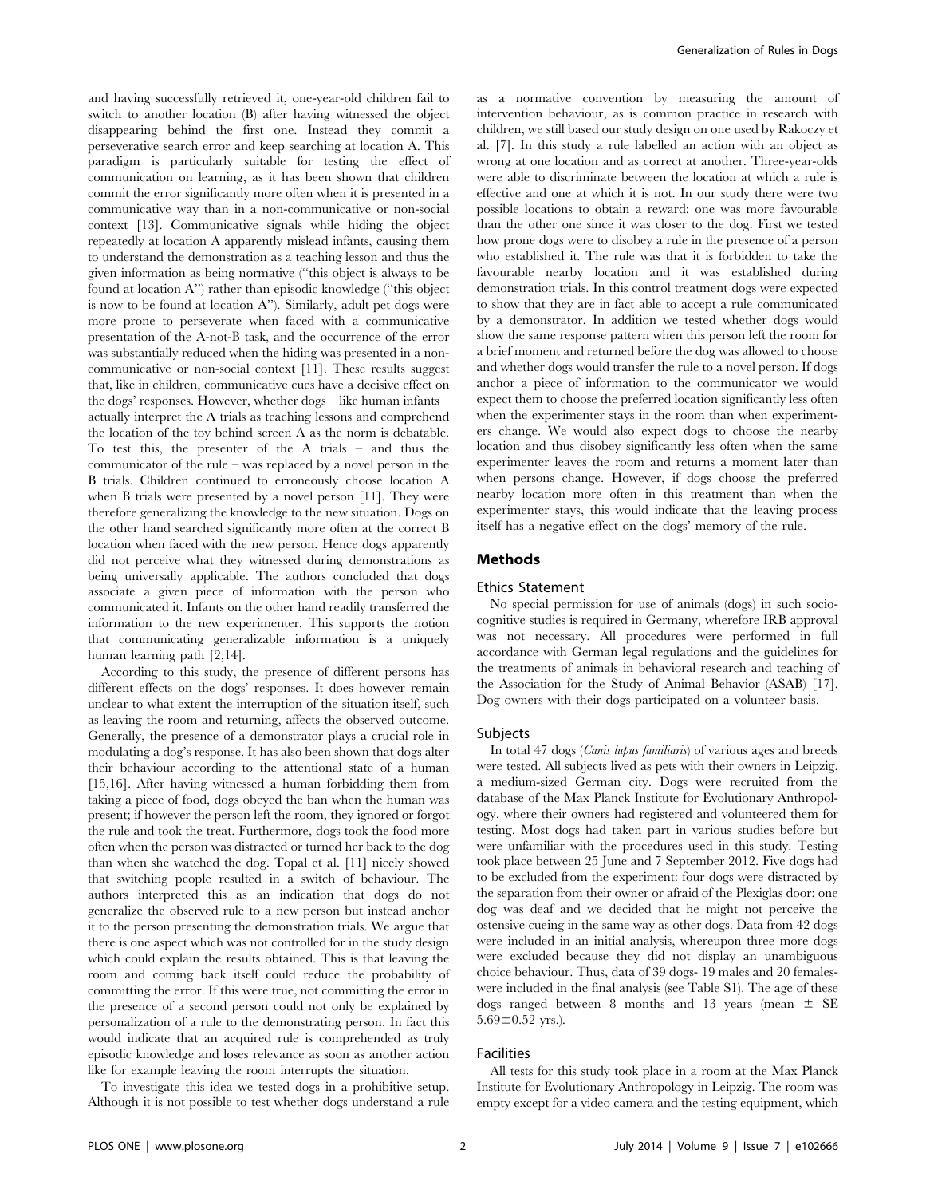and having successfully retrieved it, one-year-old children fail to switch to another location (B) after having witnessed the object disappearing behind the first one. Instead they commit a perseverative search error and keep searching at location A. This paradigm is particularly suitable for testing the effect of communication on learning, as it has been shown that children commit the error significantly more often when it is presented in a communicative way than in a non-communicative or non-social context [13]. Communicative signals while hiding the object repeatedly at location A apparently mislead infants, causing them to understand the demonstration as a teaching lesson and thus the given information as being normative ("this object is always to be found at location A") rather than episodic knowledge ("this object is now to be found at location A"). Similarly, adult pet dogs were more prone to perseverate when faced with a communicative presentation of the A-not-B task, and the occurrence of the error was substantially reduced when the hiding was presented in a non-communicative or non-social context [11]. These results suggest that, like in children, communicative cues have a decisive effect on the dogs' responses. However, whether dogs – like human infants – actually interpret the A trials as teaching lessons and comprehend the location of the toy behind screen A as the norm is debatable. To test this, the presenter of the A trials – and thus the communicator of the rule – was replaced by a novel person in the B trials. Children continued to erroneously choose location A when B trials were presented by a novel person [11]. They were therefore generalizing the knowledge to the new situation. Dogs on the other hand searched significantly more often at the correct B location when faced with the new person. Hence dogs apparently did not perceive what they witnessed during demonstrations as being universally applicable. The authors concluded that dogs associate a given piece of information with the person who communicated it. Infants on the other hand readily transferred the information to the new experimenter. This supports the notion that communicating generalizable information is a uniquely human learning path [2,14].

According to this study, the presence of different persons has different effects on the dogs' responses. It does however remain unclear to what extent the interruption of the situation itself, such as leaving the room and returning, affects the observed outcome. Generally, the presence of a demonstrator plays a crucial role in modulating a dog's response. It has also been shown that dogs alter their behaviour according to the attentional state of a human [15,16]. After having witnessed a human forbidding them from taking a piece of food, dogs obeyed the ban when the human was present; if however the person left the room, they ignored or forgot the rule and took the treat. Furthermore, dogs took the food more often when the person was distracted or turned her back to the dog than when she watched the dog. Topal et al. [11] nicely showed that switching people resulted in a switch of behaviour. The authors interpreted this as an indication that dogs do not generalize the observed rule to a new person but instead anchor it to the person presenting the demonstration trials. We argue that there is one aspect which was not controlled for in the study design which could explain the results obtained. This is that leaving the room and coming back itself could reduce the probability of committing the error. If this were true, not committing the error in the presence of a second person could not only be explained by personalization of a rule to the demonstrating person. In fact this would indicate that an acquired rule is comprehended as truly episodic knowledge and loses relevance as soon as another action like for example leaving the room interrupts the situation.

To investigate this idea we tested dogs in a prohibitive setup. Although it is not possible to test whether dogs understand a rule as a normative convention by measuring the amount of intervention behaviour, as is common practice in research with children, we still based our study design on one used by Rakoczy et al. [7]. In this study a rule labelled an action with an object as wrong at one location and as correct at another. Three-year-olds were able to discriminate between the location at which a rule is effective and one at which it is not. In our study there were two possible locations to obtain a reward; one was more favourable than the other one since it was closer to the dog. First we tested how prone dogs were to disobey a rule in the presence of a person who established it. The rule was that it is forbidden to take the favourable nearby location and it was established during demonstration trials. In this control treatment dogs were expected to show that they are in fact able to accept a rule communicated by a demonstrator. In addition we tested whether dogs would show the same response pattern when this person left the room for a brief moment and returned before the dog was allowed to choose and whether dogs would transfer the rule to a novel person. If dogs anchor a piece of information to the communicator we would expect them to choose the preferred location significantly less often when the experimenter stays in the room than when experimenters change. We would also expect dogs to choose the nearby location and thus disobey significantly less often when the same experimenter leaves the room and returns a moment later than when persons change. However, if dogs choose the preferred nearby location more often in this treatment than when the experimenter stays, this would indicate that the leaving process itself has a negative effect on the dogs' memory of the rule.

## Methods

### Ethics Statement

No special permission for use of animals (dogs) in such socio-cognitive studies is required in Germany, wherefore IRB approval was not necessary. All procedures were performed in full accordance with German legal regulations and the guidelines for the treatments of animals in behavioral research and teaching of the Association for the Study of Animal Behavior (ASAB) [17]. Dog owners with their dogs participated on a volunteer basis.

### Subjects

In total 47 dogs (*Canis lupus familiaris*) of various ages and breeds were tested. All subjects lived as pets with their owners in Leipzig, a medium-sized German city. Dogs were recruited from the database of the Max Planck Institute for Evolutionary Anthropology, where their owners had registered and volunteered them for testing. Most dogs had taken part in various studies before but were unfamiliar with the procedures used in this study. Testing took place between 25 June and 7 September 2012. Five dogs had to be excluded from the experiment: four dogs were distracted by the separation from their owner or afraid of the Plexiglas door; one dog was deaf and we decided that he might not perceive the ostensive cueing in the same way as other dogs. Data from 42 dogs were included in an initial analysis, whereupon three more dogs were excluded because they did not display an unambiguous choice behaviour. Thus, data of 39 dogs- 19 males and 20 females- were included in the final analysis (see Table S1). The age of these dogs ranged between 8 months and 13 years (mean $\pm$ SE $5.69 \pm 0.52$ yrs.).

### Facilities

All tests for this study took place in a room at the Max Planck Institute for Evolutionary Anthropology in Leipzig. The room was empty except for a video camera and the testing equipment, which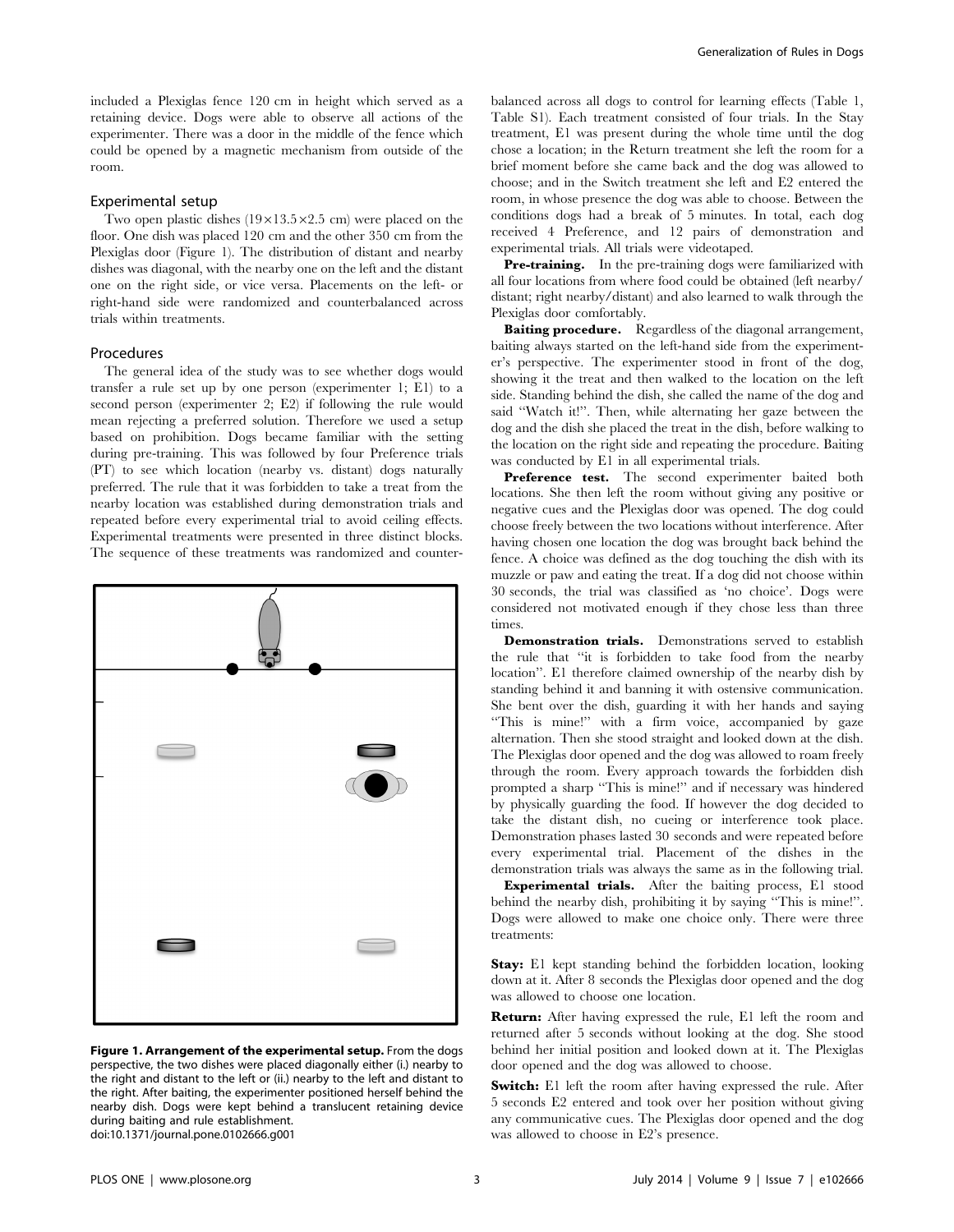included a Plexiglas fence 120 cm in height which served as a retaining device. Dogs were able to observe all actions of the experimenter. There was a door in the middle of the fence which could be opened by a magnetic mechanism from outside of the room.

### Experimental setup

Two open plastic dishes ($19 \times 13.5 \times 2.5$ cm) were placed on the floor. One dish was placed 120 cm and the other 350 cm from the Plexiglas door (Figure 1). The distribution of distant and nearby dishes was diagonal, with the nearby one on the left and the distant one on the right side, or vice versa. Placements on the left- or right-hand side were randomized and counterbalanced across trials within treatments.

### Procedures

The general idea of the study was to see whether dogs would transfer a rule set up by one person (experimenter 1; E1) to a second person (experimenter 2; E2) if following the rule would mean rejecting a preferred solution. Therefore we used a setup based on prohibition. Dogs became familiar with the setting during pre-training. This was followed by four Preference trials (PT) to see which location (nearby vs. distant) dogs naturally preferred. The rule that it was forbidden to take a treat from the nearby location was established during demonstration trials and repeated before every experimental trial to avoid ceiling effects. Experimental treatments were presented in three distinct blocks. The sequence of these treatments was randomized and counterbalanced across all dogs to control for learning effects (Table 1, Table S1). Each treatment consisted of four trials. In the Stay treatment, E1 was present during the whole time until the dog chose a location; in the Return treatment she left the room for a brief moment before she came back and the dog was allowed to choose; and in the Switch treatment she left and E2 entered the room, in whose presence the dog was able to choose. Between the conditions dogs had a break of 5 minutes. In total, each dog received 4 Preference, and 12 pairs of demonstration and experimental trials. All trials were videotaped.

**Figure 1. Arrangement of the experimental setup.** From the dogs perspective, the two dishes were placed diagonally either (i.) nearby to the right and distant to the left or (ii.) nearby to the left and distant to the right. After baiting, the experimenter positioned herself behind the nearby dish. Dogs were kept behind a translucent retaining device during baiting and rule establishment.
doi:10.1371/journal.pone.0102666.g001

**Pre-training.** In the pre-training dogs were familiarized with all four locations from where food could be obtained (left nearby/distant; right nearby/distant) and also learned to walk through the Plexiglas door comfortably.

**Baiting procedure.** Regardless of the diagonal arrangement, baiting always started on the left-hand side from the experimenter's perspective. The experimenter stood in front of the dog, showing it the treat and then walked to the location on the left side. Standing behind the dish, she called the name of the dog and said "Watch it!". Then, while alternating her gaze between the dog and the dish she placed the treat in the dish, before walking to the location on the right side and repeating the procedure. Baiting was conducted by E1 in all experimental trials.

**Preference test.** The second experimenter baited both locations. She then left the room without giving any positive or negative cues and the Plexiglas door was opened. The dog could choose freely between the two locations without interference. After having chosen one location the dog was brought back behind the fence. A choice was defined as the dog touching the dish with its muzzle or paw and eating the treat. If a dog did not choose within 30 seconds, the trial was classified as 'no choice'. Dogs were considered not motivated enough if they chose less than three times.

**Demonstration trials.** Demonstrations served to establish the rule that "it is forbidden to take food from the nearby location". E1 therefore claimed ownership of the nearby dish by standing behind it and banning it with ostensive communication. She bent over the dish, guarding it with her hands and saying "This is mine!" with a firm voice, accompanied by gaze alternation. Then she stood straight and looked down at the dish. The Plexiglas door opened and the dog was allowed to roam freely through the room. Every approach towards the forbidden dish prompted a sharp "This is mine!" and if necessary was hindered by physically guarding the food. If however the dog decided to take the distant dish, no cueing or interference took place. Demonstration phases lasted 30 seconds and were repeated before every experimental trial. Placement of the dishes in the demonstration trials was always the same as in the following trial.

**Experimental trials.** After the baiting process, E1 stood behind the nearby dish, prohibiting it by saying "This is mine!". Dogs were allowed to make one choice only. There were three treatments:

**Stay:** E1 kept standing behind the forbidden location, looking down at it. After 8 seconds the Plexiglas door opened and the dog was allowed to choose one location.

**Return:** After having expressed the rule, E1 left the room and returned after 5 seconds without looking at the dog. She stood behind her initial position and looked down at it. The Plexiglas door opened and the dog was allowed to choose.

**Switch:** E1 left the room after having expressed the rule. After 5 seconds E2 entered and took over her position without giving any communicative cues. The Plexiglas door opened and the dog was allowed to choose in E2's presence.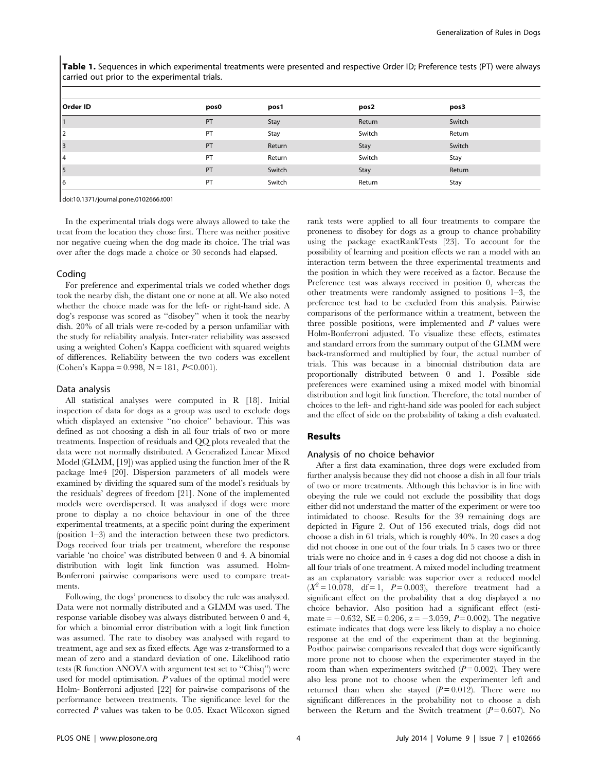**Table 1.** Sequences in which experimental treatments were presented and respective Order ID; Preference tests (PT) were always carried out prior to the experimental trials.

| Order ID | pos0 | pos1 | pos2 | pos3 |
|---|---|---|---|---|
| 1 | PT | Stay | Return | Switch |
| 2 | PT | Stay | Switch | Return |
| 3 | PT | Return | Stay | Switch |
| 4 | PT | Return | Switch | Stay |
| 5 | PT | Switch | Stay | Return |
| 6 | PT | Switch | Return | Stay |

doi:10.1371/journal.pone.0102666.t001

In the experimental trials dogs were always allowed to take the treat from the location they chose first. There was neither positive nor negative cueing when the dog made its choice. The trial was over after the dogs made a choice or 30 seconds had elapsed.

### Coding

For preference and experimental trials we coded whether dogs took the nearby dish, the distant one or none at all. We also noted whether the choice made was for the left- or right-hand side. A dog's response was scored as "disobey" when it took the nearby dish. 20% of all trials were re-coded by a person unfamiliar with the study for reliability analysis. Inter-rater reliability was assessed using a weighted Cohen's Kappa coefficient with squared weights of differences. Reliability between the two coders was excellent (Cohen's Kappa = 0.998, N = 181, $P<0.001$).

### Data analysis

All statistical analyses were computed in R [18]. Initial inspection of data for dogs as a group was used to exclude dogs which displayed an extensive "no choice" behaviour. This was defined as not choosing a dish in all four trials of two or more treatments. Inspection of residuals and QQ plots revealed that the data were not normally distributed. A Generalized Linear Mixed Model (GLMM, [19]) was applied using the function lmer of the R package lme4 [20]. Dispersion parameters of all models were examined by dividing the squared sum of the model's residuals by the residuals' degrees of freedom [21]. None of the implemented models were overdispersed. It was analysed if dogs were more prone to display a no choice behaviour in one of the three experimental treatments, at a specific point during the experiment (position 1–3) and the interaction between these two predictors. Dogs received four trials per treatment, wherefore the response variable 'no choice' was distributed between 0 and 4. A binomial distribution with logit link function was assumed. Holm-Bonferroni pairwise comparisons were used to compare treatments.

Following, the dogs' proneness to disobey the rule was analysed. Data were not normally distributed and a GLMM was used. The response variable disobey was always distributed between 0 and 4, for which a binomial error distribution with a logit link function was assumed. The rate to disobey was analysed with regard to treatment, age and sex as fixed effects. Age was z-transformed to a mean of zero and a standard deviation of one. Likelihood ratio tests (R function ANOVA with argument test set to "Chisq") were used for model optimisation. $P$ values of the optimal model were Holm- Bonferroni adjusted [22] for pairwise comparisons of the performance between treatments. The significance level for the corrected $P$ values was taken to be 0.05. Exact Wilcoxon signed rank tests were applied to all four treatments to compare the proneness to disobey for dogs as a group to chance probability using the package exactRankTests [23]. To account for the possibility of learning and position effects we ran a model with an interaction term between the three experimental treatments and the position in which they were received as a factor. Because the Preference test was always received in position 0, whereas the other treatments were randomly assigned to positions 1–3, the preference test had to be excluded from this analysis. Pairwise comparisons of the performance within a treatment, between the three possible positions, were implemented and $P$ values were Holm-Bonferroni adjusted. To visualize these effects, estimates and standard errors from the summary output of the GLMM were back-transformed and multiplied by four, the actual number of trials. This was because in a binomial distribution data are proportionally distributed between 0 and 1. Possible side preferences were examined using a mixed model with binomial distribution and logit link function. Therefore, the total number of choices to the left- and right-hand side was pooled for each subject and the effect of side on the probability of taking a dish evaluated.

## Results

### Analysis of no choice behavior

After a first data examination, three dogs were excluded from further analysis because they did not choose a dish in all four trials of two or more treatments. Although this behavior is in line with obeying the rule we could not exclude the possibility that dogs either did not understand the matter of the experiment or were too intimidated to choose. Results for the 39 remaining dogs are depicted in Figure 2. Out of 156 executed trials, dogs did not choose a dish in 61 trials, which is roughly 40%. In 20 cases a dog did not choose in one out of the four trials. In 5 cases two or three trials were no choice and in 4 cases a dog did not choose a dish in all four trials of one treatment. A mixed model including treatment as an explanatory variable was superior over a reduced model ($X^2 = 10.078$, df = 1, $P = 0.003$), therefore treatment had a significant effect on the probability that a dog displayed a no choice behavior. Also position had a significant effect (estimate = −0.632, SE = 0.206, z = −3.059, $P = 0.002$). The negative estimate indicates that dogs were less likely to display a no choice response at the end of the experiment than at the beginning. Posthoc pairwise comparisons revealed that dogs were significantly more prone not to choose when the experimenter stayed in the room than when experimenters switched ($P = 0.002$). They were also less prone not to choose when the experimenter left and returned than when she stayed ($P = 0.012$). There were no significant differences in the probability not to choose a dish between the Return and the Switch treatment ($P = 0.607$). No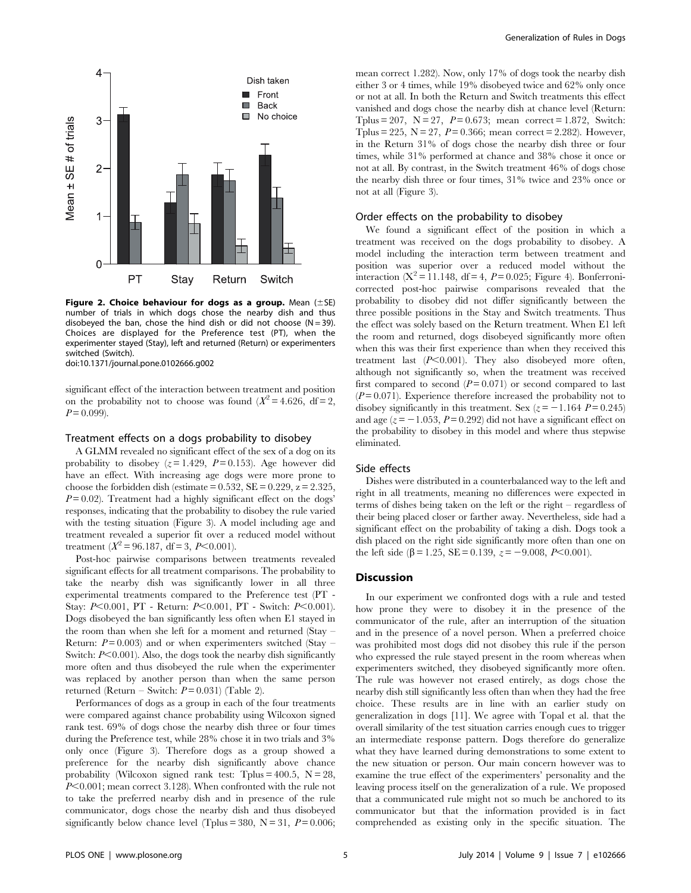**Figure 2. Choice behaviour for dogs as a group.** Mean (±SE) number of trials in which dogs chose the nearby dish and thus disobeyed the ban, chose the hind dish or did not choose (N = 39). Choices are displayed for the Preference test (PT), when the experimenter stayed (Stay), left and returned (Return) or experimenters switched (Switch).
doi:10.1371/journal.pone.0102666.g002

significant effect of the interaction between treatment and position on the probability not to choose was found ($X^2 = 4.626$, df = 2, $P = 0.099$).

### Treatment effects on a dogs probability to disobey

A GLMM revealed no significant effect of the sex of a dog on its probability to disobey ($z = 1.429$, $P = 0.153$). Age however did have an effect. With increasing age dogs were more prone to choose the forbidden dish (estimate = 0.532, SE = 0.229, z = 2.325, $P = 0.02$). Treatment had a highly significant effect on the dogs' responses, indicating that the probability to disobey the rule varied with the testing situation (Figure 3). A model including age and treatment revealed a superior fit over a reduced model without treatment ($X^2 = 96.187$, df = 3, $P < 0.001$).

Post-hoc pairwise comparisons between treatments revealed significant effects for all treatment comparisons. The probability to take the nearby dish was significantly lower in all three experimental treatments compared to the Preference test (PT - Stay: $P < 0.001$, PT - Return: $P < 0.001$, PT - Switch: $P < 0.001$). Dogs disobeyed the ban significantly less often when E1 stayed in the room than when she left for a moment and returned (Stay – Return: $P = 0.003$) and or when experimenters switched (Stay – Switch: $P < 0.001$). Also, the dogs took the nearby dish significantly more often and thus disobeyed the rule when the experimenter was replaced by another person than when the same person returned (Return – Switch: $P = 0.031$) (Table 2).

Performances of dogs as a group in each of the four treatments were compared against chance probability using Wilcoxon signed rank test. 69% of dogs chose the nearby dish three or four times during the Preference test, while 28% chose it in two trials and 3% only once (Figure 3). Therefore dogs as a group showed a preference for the nearby dish significantly above chance probability (Wilcoxon signed rank test: Tplus = 400.5, N = 28, $P < 0.001$; mean correct 3.128). When confronted with the rule not to take the preferred nearby dish and in presence of the rule communicator, dogs chose the nearby dish and thus disobeyed significantly below chance level (Tplus = 380, N = 31, $P = 0.006$; mean correct 1.282). Now, only 17% of dogs took the nearby dish either 3 or 4 times, while 19% disobeyed twice and 62% only once or not at all. In both the Return and Switch treatments this effect vanished and dogs chose the nearby dish at chance level (Return: Tplus = 207, N = 27, $P = 0.673$; mean correct = 1.872, Switch: Tplus = 225, N = 27, $P = 0.366$; mean correct = 2.282). However, in the Return 31% of dogs chose the nearby dish three or four times, while 31% performed at chance and 38% chose it once or not at all. By contrast, in the Switch treatment 46% of dogs chose the nearby dish three or four times, 31% twice and 23% once or not at all (Figure 3).

### Order effects on the probability to disobey

We found a significant effect of the position in which a treatment was received on the dogs probability to disobey. A model including the interaction term between treatment and position was superior over a reduced model without the interaction ($X^2 = 11.148$, df = 4, $P = 0.025$; Figure 4). Bonferroni-corrected post-hoc pairwise comparisons revealed that the probability to disobey did not differ significantly between the three possible positions in the Stay and Switch treatments. Thus the effect was solely based on the Return treatment. When E1 left the room and returned, dogs disobeyed significantly more often when this was their first experience than when they received this treatment last ($P < 0.001$). They also disobeyed more often, although not significantly so, when the treatment was received first compared to second ($P = 0.071$) or second compared to last ($P = 0.071$). Experience therefore increased the probability not to disobey significantly in this treatment. Sex ($z = -1.164$ $P = 0.245$) and age ($z = -1.053$, $P = 0.292$) did not have a significant effect on the probability to disobey in this model and where thus stepwise eliminated.

### Side effects

Dishes were distributed in a counterbalanced way to the left and right in all treatments, meaning no differences were expected in terms of dishes being taken on the left or the right – regardless of their being placed closer or farther away. Nevertheless, side had a significant effect on the probability of taking a dish. Dogs took a dish placed on the right side significantly more often than one on the left side ($\beta = 1.25$, SE = 0.139, $z = -9.008$, $P < 0.001$).

## Discussion

In our experiment we confronted dogs with a rule and tested how prone they were to disobey it in the presence of the communicator of the rule, after an interruption of the situation and in the presence of a novel person. When a preferred choice was prohibited most dogs did not disobey this rule if the person who expressed the rule stayed present in the room whereas when experimenters switched, they disobeyed significantly more often. The rule was however not erased entirely, as dogs chose the nearby dish still significantly less often than when they had the free choice. These results are in line with an earlier study on generalization in dogs [11]. We agree with Topal et al. that the overall similarity of the test situation carries enough cues to trigger an intermediate response pattern. Dogs therefore do generalize what they have learned during demonstrations to some extent to the new situation or person. Our main concern however was to examine the true effect of the experimenters' personality and the leaving process itself on the generalization of a rule. We proposed that a communicated rule might not so much be anchored to its communicator but that the information provided is in fact comprehended as existing only in the specific situation. The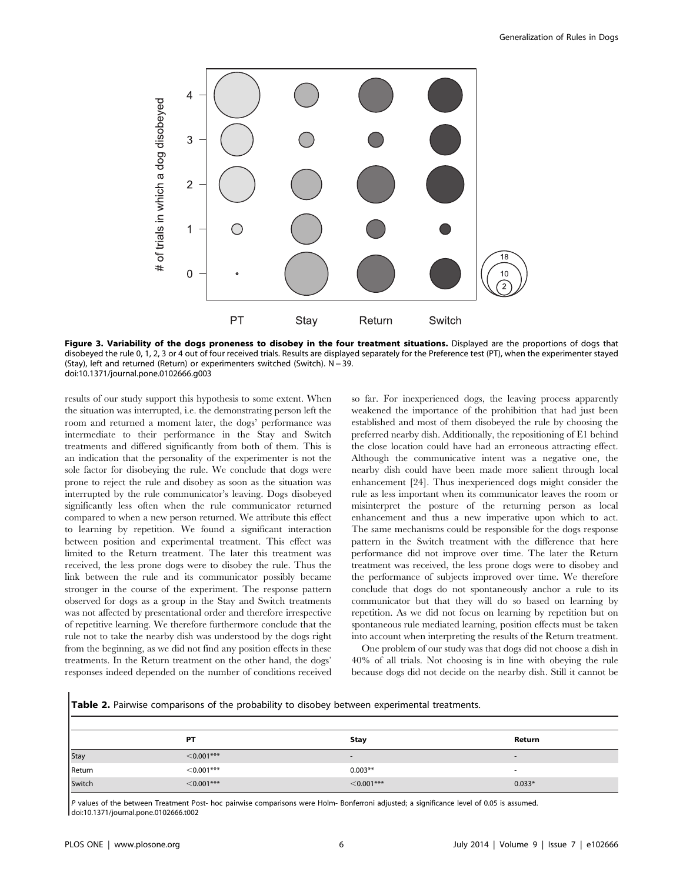# of trials in which a dog disobeyed

4

3

2

1

0

PT

Stay

Return

Switch

18

10

2

**Figure 3. Variability of the dogs proneness to disobey in the four treatment situations.** Displayed are the proportions of dogs that disobeyed the rule 0, 1, 2, 3 or 4 out of four received trials. Results are displayed separately for the Preference test (PT), when the experimenter stayed (Stay), left and returned (Return) or experimenters switched (Switch). N = 39.
doi:10.1371/journal.pone.0102666.g003

results of our study support this hypothesis to some extent. When the situation was interrupted, i.e. the demonstrating person left the room and returned a moment later, the dogs' performance was intermediate to their performance in the Stay and Switch treatments and differed significantly from both of them. This is an indication that the personality of the experimenter is not the sole factor for disobeying the rule. We conclude that dogs were prone to reject the rule and disobey as soon as the situation was interrupted by the rule communicator's leaving. Dogs disobeyed significantly less often when the rule communicator returned compared to when a new person returned. We attribute this effect to learning by repetition. We found a significant interaction between position and experimental treatment. This effect was limited to the Return treatment. The later this treatment was received, the less prone dogs were to disobey the rule. Thus the link between the rule and its communicator possibly became stronger in the course of the experiment. The response pattern observed for dogs as a group in the Stay and Switch treatments was not affected by presentational order and therefore irrespective of repetitive learning. We therefore furthermore conclude that the rule not to take the nearby dish was understood by the dogs right from the beginning, as we did not find any position effects in these treatments. In the Return treatment on the other hand, the dogs' responses indeed depended on the number of conditions received so far. For inexperienced dogs, the leaving process apparently weakened the importance of the prohibition that had just been established and most of them disobeyed the rule by choosing the preferred nearby dish. Additionally, the repositioning of E1 behind the close location could have had an erroneous attracting effect. Although the communicative intent was a negative one, the nearby dish could have been made more salient through local enhancement [24]. Thus inexperienced dogs might consider the rule as less important when its communicator leaves the room or misinterpret the posture of the returning person as local enhancement and thus a new imperative upon which to act. The same mechanisms could be responsible for the dogs response pattern in the Switch treatment with the difference that here performance did not improve over time. The later the Return treatment was received, the less prone dogs were to disobey and the performance of subjects improved over time. We therefore conclude that dogs do not spontaneously anchor a rule to its communicator but that they will do so based on learning by repetition. As we did not focus on learning by repetition but on spontaneous rule mediated learning, position effects must be taken into account when interpreting the results of the Return treatment.

One problem of our study was that dogs did not choose a dish in 40% of all trials. Not choosing is in line with obeying the rule because dogs did not decide on the nearby dish. Still it cannot be

**Table 2.** Pairwise comparisons of the probability to disobey between experimental treatments.

| | PT | Stay | Return |
|---|---|---|---|
| Stay | <0.001*** | - | - |
| Return | <0.001*** | 0.003** | - |
| Switch | <0.001*** | <0.001*** | 0.033* |

*P* values of the between Treatment Post- hoc pairwise comparisons were Holm- Bonferroni adjusted; a significance level of 0.05 is assumed.
doi:10.1371/journal.pone.0102666.t002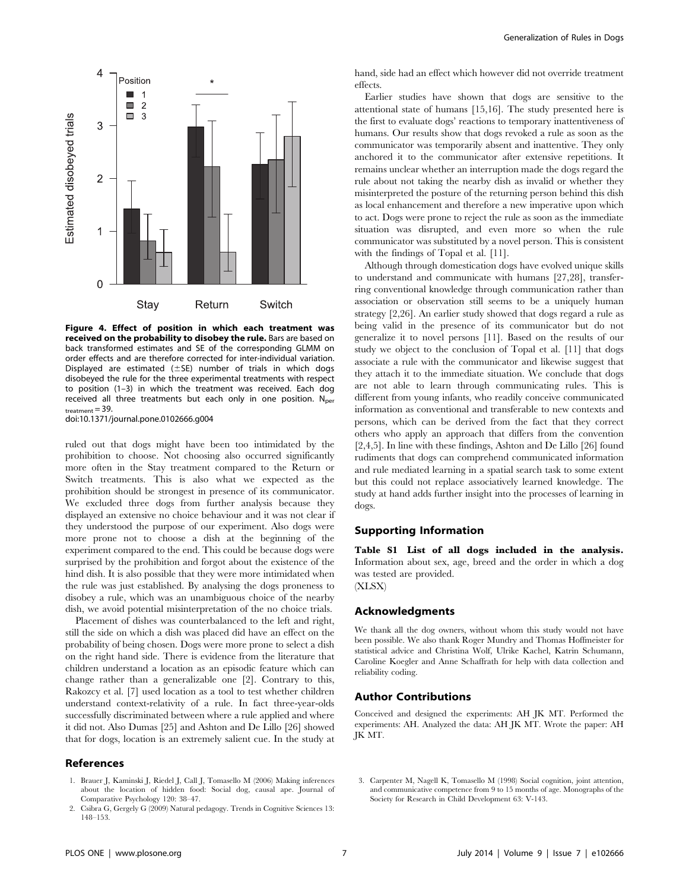Figure 4. Effect of position in which each treatment was received on the probability to disobey the rule. Bars are based on back transformed estimates and SE of the corresponding GLMM on order effects and are therefore corrected for inter-individual variation. Displayed are estimated (±SE) number of trials in which dogs disobeyed the rule for the three experimental treatments with respect to position (1–3) in which the treatment was received. Each dog received all three treatments but each only in one position. $N_{per\ treatment} = 39$.

doi:10.1371/journal.pone.0102666.g004

ruled out that dogs might have been too intimidated by the prohibition to choose. Not choosing also occurred significantly more often in the Stay treatment compared to the Return or Switch treatments. This is also what we expected as the prohibition should be strongest in presence of its communicator. We excluded three dogs from further analysis because they displayed an extensive no choice behaviour and it was not clear if they understood the purpose of our experiment. Also dogs were more prone not to choose a dish at the beginning of the experiment compared to the end. This could be because dogs were surprised by the prohibition and forgot about the existence of the hind dish. It is also possible that they were more intimidated when the rule was just established. By analysing the dogs proneness to disobey a rule, which was an unambiguous choice of the nearby dish, we avoid potential misinterpretation of the no choice trials.

Placement of dishes was counterbalanced to the left and right, still the side on which a dish was placed did have an effect on the probability of being chosen. Dogs were more prone to select a dish on the right hand side. There is evidence from the literature that children understand a location as an episodic feature which can change rather than a generalizable one [2]. Contrary to this, Rakozcy et al. [7] used location as a tool to test whether children understand context-relativity of a rule. In fact three-year-olds successfully discriminated between where a rule applied and where it did not. Also Dumas [25] and Ashton and De Lillo [26] showed that for dogs, location is an extremely salient cue. In the study at hand, side had an effect which however did not override treatment effects.

Earlier studies have shown that dogs are sensitive to the attentional state of humans [15,16]. The study presented here is the first to evaluate dogs' reactions to temporary inattentiveness of humans. Our results show that dogs revoked a rule as soon as the communicator was temporarily absent and inattentive. They only anchored it to the communicator after extensive repetitions. It remains unclear whether an interruption made the dogs regard the rule about not taking the nearby dish as invalid or whether they misinterpreted the posture of the returning person behind this dish as local enhancement and therefore a new imperative upon which to act. Dogs were prone to reject the rule as soon as the immediate situation was disrupted, and even more so when the rule communicator was substituted by a novel person. This is consistent with the findings of Topal et al. [11].

Although through domestication dogs have evolved unique skills to understand and communicate with humans [27,28], transferring conventional knowledge through communication rather than association or observation still seems to be a uniquely human strategy [2,26]. An earlier study showed that dogs regard a rule as being valid in the presence of its communicator but do not generalize it to novel persons [11]. Based on the results of our study we object to the conclusion of Topal et al. [11] that dogs associate a rule with the communicator and likewise suggest that they attach it to the immediate situation. We conclude that dogs are not able to learn through communicating rules. This is different from young infants, who readily conceive communicated information as conventional and transferable to new contexts and persons, which can be derived from the fact that they correct others who apply an approach that differs from the convention [2,4,5]. In line with these findings, Ashton and De Lillo [26] found rudiments that dogs can comprehend communicated information and rule mediated learning in a spatial search task to some extent but this could not replace associatively learned knowledge. The study at hand adds further insight into the processes of learning in dogs.

## Supporting Information

**Table S1 List of all dogs included in the analysis.** Information about sex, age, breed and the order in which a dog was tested are provided.
(XLSX)

## Acknowledgments

We thank all the dog owners, without whom this study would not have been possible. We also thank Roger Mundry and Thomas Hoffmeister for statistical advice and Christina Wolf, Ulrike Kachel, Katrin Schumann, Caroline Koegler and Anne Schaffrath for help with data collection and reliability coding.

## Author Contributions

Conceived and designed the experiments: AH JK MT. Performed the experiments: AH. Analyzed the data: AH JK MT. Wrote the paper: AH JK MT.

## References

1. Brauer J, Kaminski J, Riedel J, Call J, Tomasello M (2006) Making inferences about the location of hidden food: Social dog, causal ape. Journal of Comparative Psychology 120: 38–47.
2. Csibra G, Gergely G (2009) Natural pedagogy. Trends in Cognitive Sciences 13: 148–153.
3. Carpenter M, Nagell K, Tomasello M (1998) Social cognition, joint attention, and communicative competence from 9 to 15 months of age. Monographs of the Society for Research in Child Development 63: V-143.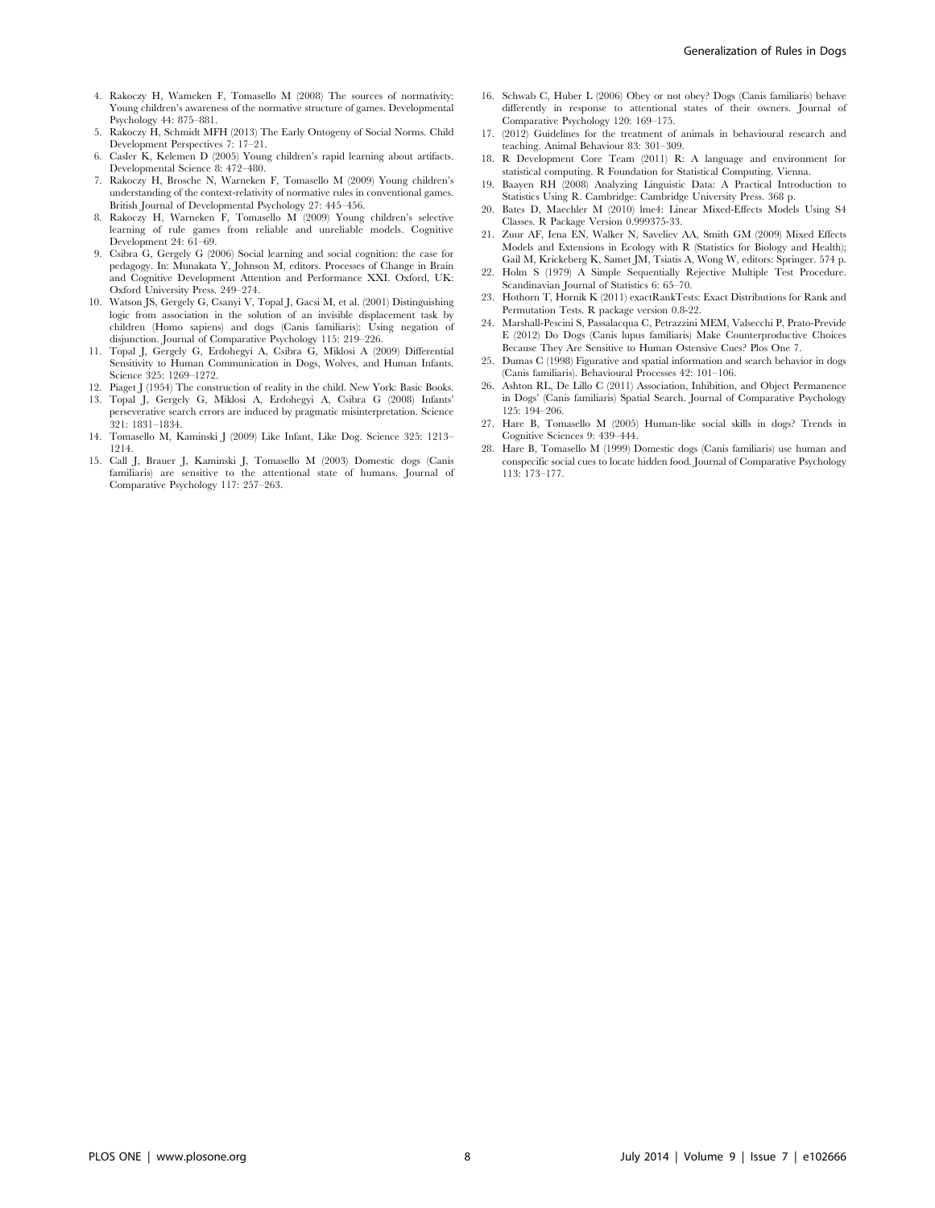4. Rakoczy H, Wameken F, Tomasello M (2008) The sources of normativity: Young children's awareness of the normative structure of games. Developmental Psychology 44: 875–881.
5. Rakoczy H, Schmidt MFH (2013) The Early Ontogeny of Social Norms. Child Development Perspectives 7: 17–21.
6. Casler K, Kelemen D (2005) Young children's rapid learning about artifacts. Developmental Science 8: 472–480.
7. Rakoczy H, Brosche N, Warneken F, Tomasello M (2009) Young children's understanding of the context-relativity of normative rules in conventional games. British Journal of Developmental Psychology 27: 445–456.
8. Rakoczy H, Warneken F, Tomasello M (2009) Young children's selective learning of rule games from reliable and unreliable models. Cognitive Development 24: 61–69.
9. Csibra G, Gergely G (2006) Social learning and social cognition: the case for pedagogy. In: Munakata Y, Johnson M, editors. Processes of Change in Brain and Cognitive Development Attention and Performance XXI. Oxford, UK: Oxford University Press. 249–274.
10. Watson JS, Gergely G, Csanyi V, Topal J, Gacsi M, et al. (2001) Distinguishing logic from association in the solution of an invisible displacement task by children (Homo sapiens) and dogs (Canis familiaris): Using negation of disjunction. Journal of Comparative Psychology 115: 219–226.
11. Topal J, Gergely G, Erdohegyi A, Csibra G, Miklosi A (2009) Differential Sensitivity to Human Communication in Dogs, Wolves, and Human Infants. Science 325: 1269–1272.
12. Piaget J (1954) The construction of reality in the child. New York: Basic Books.
13. Topal J, Gergely G, Miklosi A, Erdohegyi A, Csibra G (2008) Infants' perseverative search errors are induced by pragmatic misinterpretation. Science 321: 1831–1834.
14. Tomasello M, Kaminski J (2009) Like Infant, Like Dog. Science 325: 1213–1214.
15. Call J, Brauer J, Kaminski J, Tomasello M (2003) Domestic dogs (Canis familiaris) are sensitive to the attentional state of humans. Journal of Comparative Psychology 117: 257–263.
16. Schwab C, Huber L (2006) Obey or not obey? Dogs (Canis familiaris) behave differently in response to attentional states of their owners. Journal of Comparative Psychology 120: 169–175.
17. (2012) Guidelines for the treatment of animals in behavioural research and teaching. Animal Behaviour 83: 301–309.
18. R Development Core Team (2011) R: A language and environment for statistical computing. R Foundation for Statistical Computing. Vienna.
19. Baayen RH (2008) Analyzing Linguistic Data: A Practical Introduction to Statistics Using R. Cambridge: Cambridge University Press. 368 p.
20. Bates D, Maechler M (2010) lme4: Linear Mixed-Effects Models Using S4 Classes. R Package Version 0.999375-33.
21. Zuur AF, Iena EN, Walker N, Saveliev AA, Smith GM (2009) Mixed Effects Models and Extensions in Ecology with R (Statistics for Biology and Health); Gail M, Krickeberg K, Samet JM, Tsiatis A, Wong W, editors: Springer. 574 p.
22. Holm S (1979) A Simple Sequentially Rejective Multiple Test Procedure. Scandinavian Journal of Statistics 6: 65–70.
23. Hothorn T, Hornik K (2011) exactRankTests: Exact Distributions for Rank and Permutation Tests. R package version 0.8-22.
24. Marshall-Pescini S, Passalacqua C, Petrazzini MEM, Valsecchi P, Prato-Previde E (2012) Do Dogs (Canis lupus familiaris) Make Counterproductive Choices Because They Are Sensitive to Human Ostensive Cues? Plos One 7.
25. Dumas C (1998) Figurative and spatial information and search behavior in dogs (Canis familiaris). Behavioural Processes 42: 101–106.
26. Ashton RL, De Lillo C (2011) Association, Inhibition, and Object Permanence in Dogs' (Canis familiaris) Spatial Search. Journal of Comparative Psychology 125: 194–206.
27. Hare B, Tomasello M (2005) Human-like social skills in dogs? Trends in Cognitive Sciences 9: 439–444.
28. Hare B, Tomasello M (1999) Domestic dogs (Canis familiaris) use human and conspecific social cues to locate hidden food. Journal of Comparative Psychology 113: 173–177.